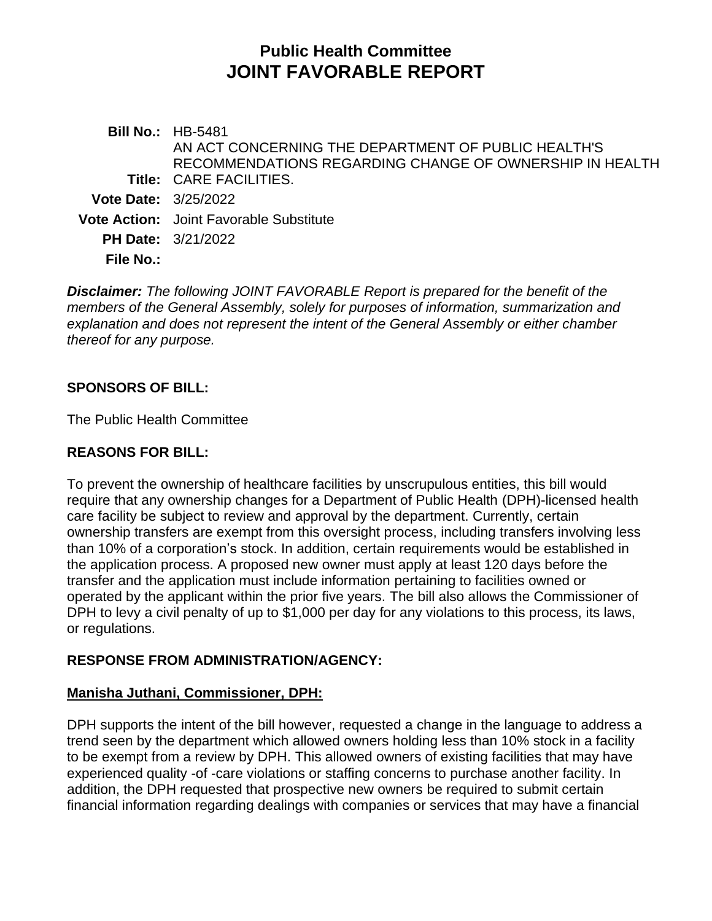# Public Health Committee
# JOINT FAVORABLE REPORT

**Bill No.:** HB-5481

**Title:** AN ACT CONCERNING THE DEPARTMENT OF PUBLIC HEALTH'S RECOMMENDATIONS REGARDING CHANGE OF OWNERSHIP IN HEALTH CARE FACILITIES.

**Vote Date:** 3/25/2022

**Vote Action:** Joint Favorable Substitute

**PH Date:** 3/21/2022

**File No.:**

***Disclaimer:*** *The following JOINT FAVORABLE Report is prepared for the benefit of the members of the General Assembly, solely for purposes of information, summarization and explanation and does not represent the intent of the General Assembly or either chamber thereof for any purpose.*

## SPONSORS OF BILL:

The Public Health Committee

## REASONS FOR BILL:

To prevent the ownership of healthcare facilities by unscrupulous entities, this bill would require that any ownership changes for a Department of Public Health (DPH)-licensed health care facility be subject to review and approval by the department. Currently, certain ownership transfers are exempt from this oversight process, including transfers involving less than 10% of a corporation's stock. In addition, certain requirements would be established in the application process. A proposed new owner must apply at least 120 days before the transfer and the application must include information pertaining to facilities owned or operated by the applicant within the prior five years. The bill also allows the Commissioner of DPH to levy a civil penalty of up to $1,000 per day for any violations to this process, its laws, or regulations.

## RESPONSE FROM ADMINISTRATION/AGENCY:

### Manisha Juthani, Commissioner, DPH:

DPH supports the intent of the bill however, requested a change in the language to address a trend seen by the department which allowed owners holding less than 10% stock in a facility to be exempt from a review by DPH. This allowed owners of existing facilities that may have experienced quality -of -care violations or staffing concerns to purchase another facility. In addition, the DPH requested that prospective new owners be required to submit certain financial information regarding dealings with companies or services that may have a financial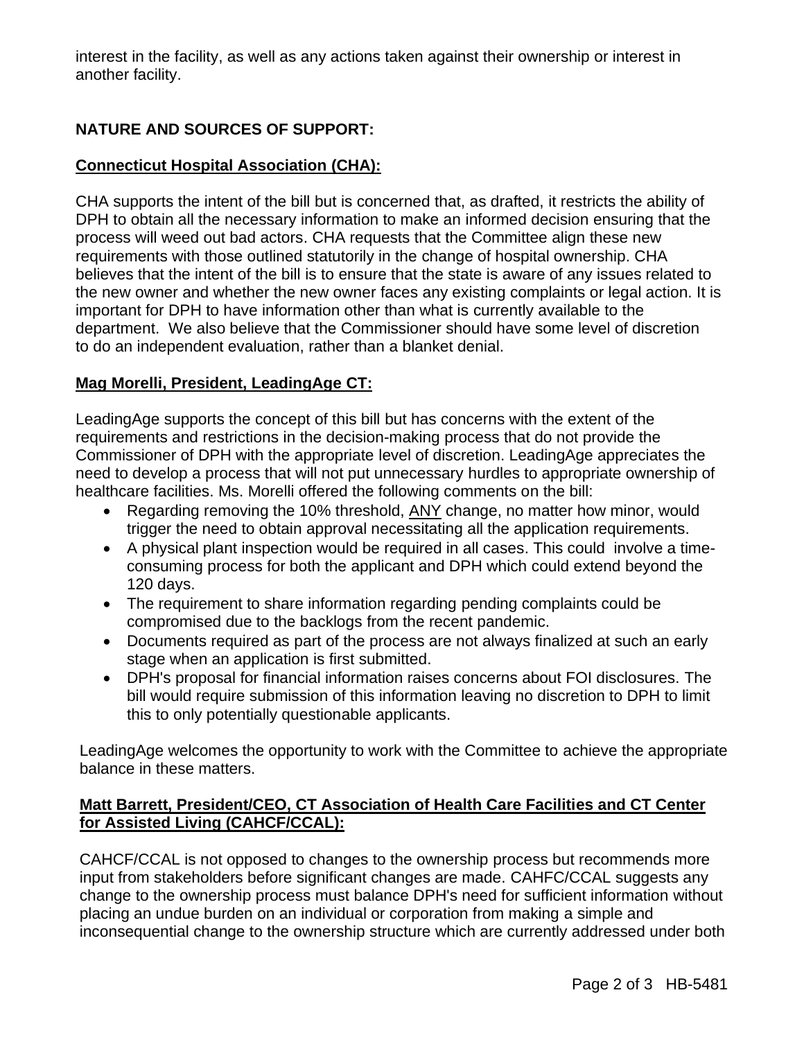interest in the facility, as well as any actions taken against their ownership or interest in another facility.

## NATURE AND SOURCES OF SUPPORT:

**Connecticut Hospital Association (CHA):**

CHA supports the intent of the bill but is concerned that, as drafted, it restricts the ability of DPH to obtain all the necessary information to make an informed decision ensuring that the process will weed out bad actors. CHA requests that the Committee align these new requirements with those outlined statutorily in the change of hospital ownership. CHA believes that the intent of the bill is to ensure that the state is aware of any issues related to the new owner and whether the new owner faces any existing complaints or legal action. It is important for DPH to have information other than what is currently available to the department. We also believe that the Commissioner should have some level of discretion to do an independent evaluation, rather than a blanket denial.

**Mag Morelli, President, LeadingAge CT:**

LeadingAge supports the concept of this bill but has concerns with the extent of the requirements and restrictions in the decision-making process that do not provide the Commissioner of DPH with the appropriate level of discretion. LeadingAge appreciates the need to develop a process that will not put unnecessary hurdles to appropriate ownership of healthcare facilities. Ms. Morelli offered the following comments on the bill:

- Regarding removing the 10% threshold, ANY change, no matter how minor, would trigger the need to obtain approval necessitating all the application requirements.
- A physical plant inspection would be required in all cases. This could involve a time-consuming process for both the applicant and DPH which could extend beyond the 120 days.
- The requirement to share information regarding pending complaints could be compromised due to the backlogs from the recent pandemic.
- Documents required as part of the process are not always finalized at such an early stage when an application is first submitted.
- DPH's proposal for financial information raises concerns about FOI disclosures. The bill would require submission of this information leaving no discretion to DPH to limit this to only potentially questionable applicants.

LeadingAge welcomes the opportunity to work with the Committee to achieve the appropriate balance in these matters.

**Matt Barrett, President/CEO, CT Association of Health Care Facilities and CT Center for Assisted Living (CAHCF/CCAL):**

CAHCF/CCAL is not opposed to changes to the ownership process but recommends more input from stakeholders before significant changes are made. CAHFC/CCAL suggests any change to the ownership process must balance DPH's need for sufficient information without placing an undue burden on an individual or corporation from making a simple and inconsequential change to the ownership structure which are currently addressed under both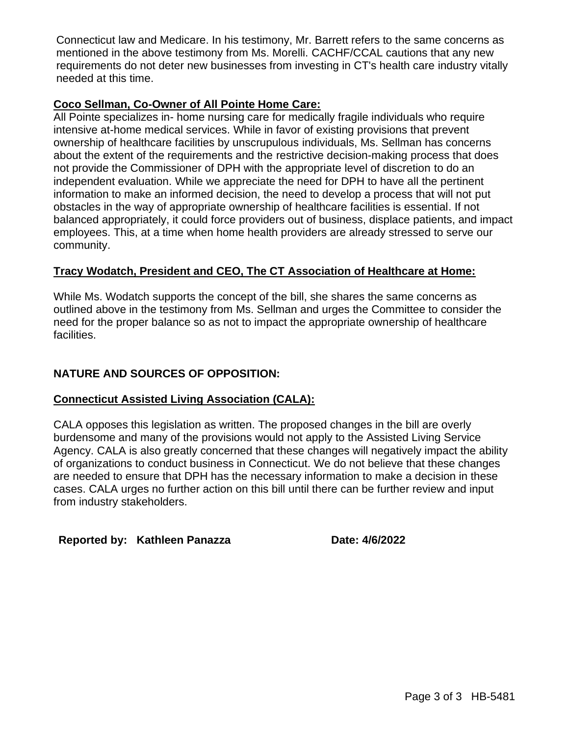Connecticut law and Medicare. In his testimony, Mr. Barrett refers to the same concerns as mentioned in the above testimony from Ms. Morelli. CACHF/CCAL cautions that any new requirements do not deter new businesses from investing in CT's health care industry vitally needed at this time.

**Coco Sellman, Co-Owner of All Pointe Home Care:**

All Pointe specializes in- home nursing care for medically fragile individuals who require intensive at-home medical services. While in favor of existing provisions that prevent ownership of healthcare facilities by unscrupulous individuals, Ms. Sellman has concerns about the extent of the requirements and the restrictive decision-making process that does not provide the Commissioner of DPH with the appropriate level of discretion to do an independent evaluation. While we appreciate the need for DPH to have all the pertinent information to make an informed decision, the need to develop a process that will not put obstacles in the way of appropriate ownership of healthcare facilities is essential. If not balanced appropriately, it could force providers out of business, displace patients, and impact employees. This, at a time when home health providers are already stressed to serve our community.

**Tracy Wodatch, President and CEO, The CT Association of Healthcare at Home:**

While Ms. Wodatch supports the concept of the bill, she shares the same concerns as outlined above in the testimony from Ms. Sellman and urges the Committee to consider the need for the proper balance so as not to impact the appropriate ownership of healthcare facilities.

## NATURE AND SOURCES OF OPPOSITION:

**Connecticut Assisted Living Association (CALA):**

CALA opposes this legislation as written. The proposed changes in the bill are overly burdensome and many of the provisions would not apply to the Assisted Living Service Agency. CALA is also greatly concerned that these changes will negatively impact the ability of organizations to conduct business in Connecticut. We do not believe that these changes are needed to ensure that DPH has the necessary information to make a decision in these cases. CALA urges no further action on this bill until there can be further review and input from industry stakeholders.

**Reported by: Kathleen Panazza** **Date: 4/6/2022**